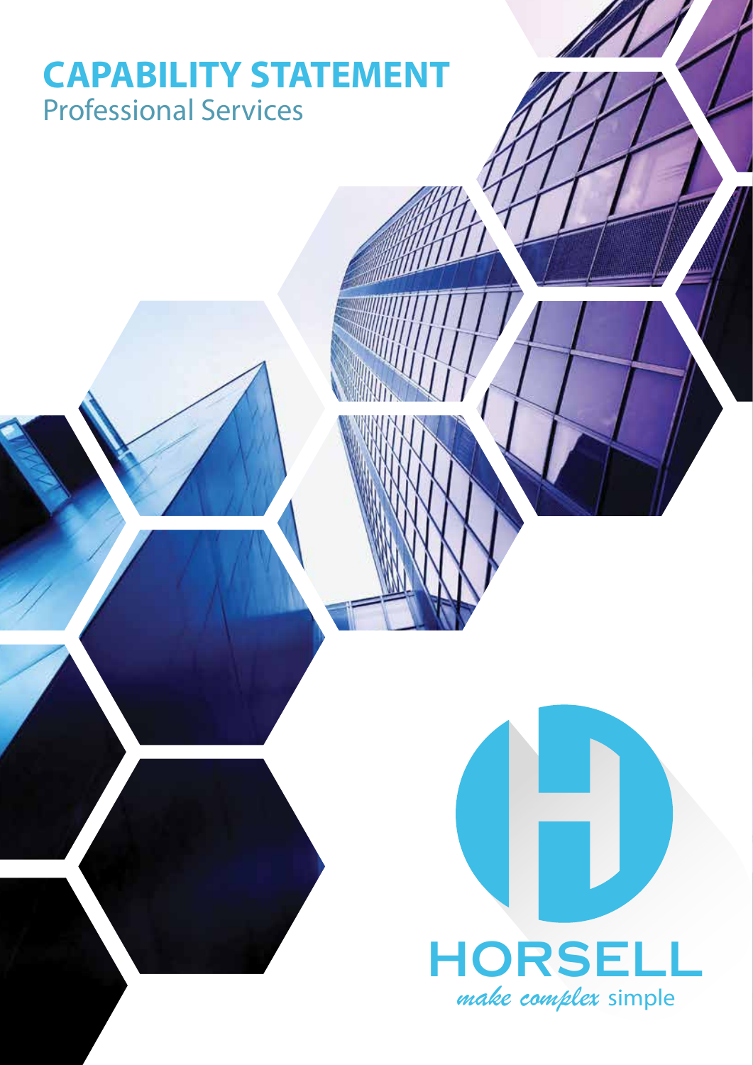# CAPABILITY STATEMENT

Professional Services

HORSELL

*make complex* simple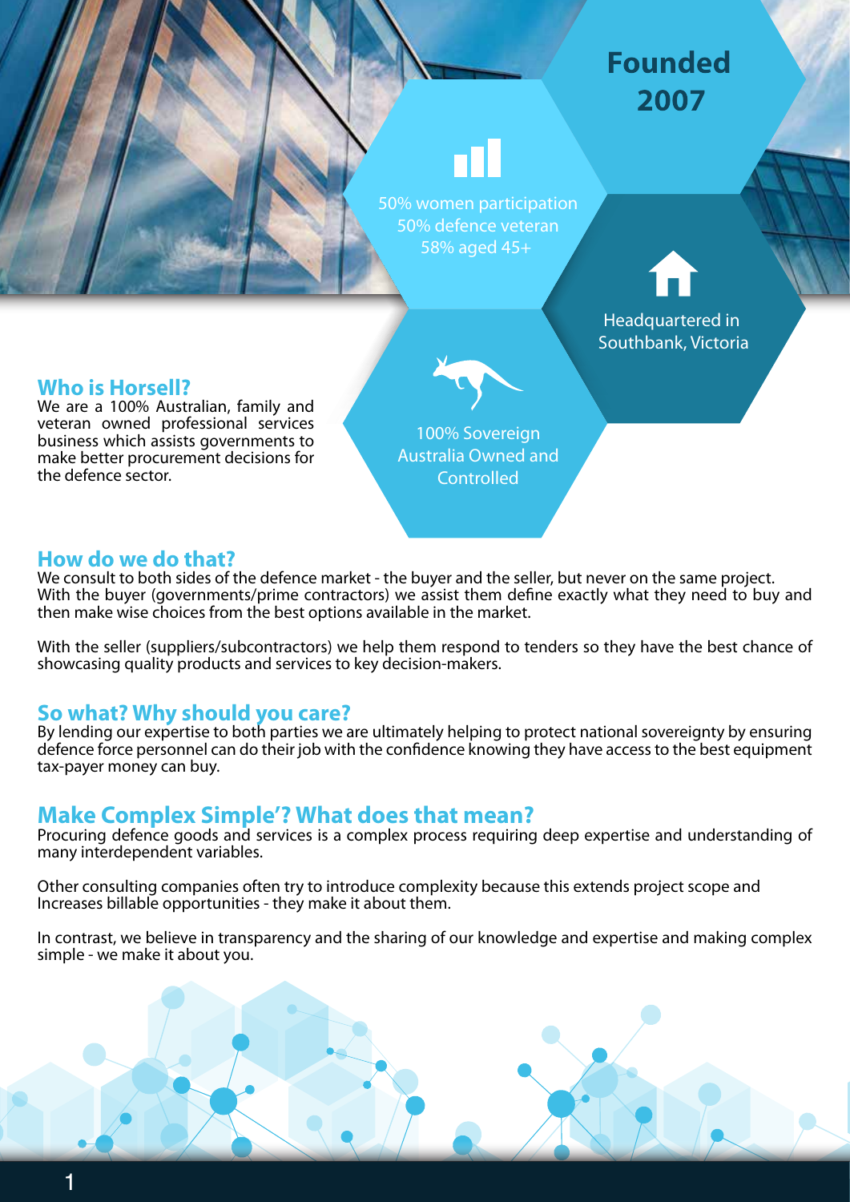**Founded 2007**

50% women participation
50% defence veteran
58% aged 45+

Headquartered in Southbank, Victoria

100% Sovereign Australia Owned and Controlled

## Who is Horsell?

We are a 100% Australian, family and veteran owned professional services business which assists governments to make better procurement decisions for the defence sector.

## How do we do that?

We consult to both sides of the defence market - the buyer and the seller, but never on the same project. With the buyer (governments/prime contractors) we assist them define exactly what they need to buy and then make wise choices from the best options available in the market.

With the seller (suppliers/subcontractors) we help them respond to tenders so they have the best chance of showcasing quality products and services to key decision-makers.

## So what? Why should you care?

By lending our expertise to both parties we are ultimately helping to protect national sovereignty by ensuring defence force personnel can do their job with the confidence knowing they have access to the best equipment tax-payer money can buy.

## Make Complex Simple'? What does that mean?

Procuring defence goods and services is a complex process requiring deep expertise and understanding of many interdependent variables.

Other consulting companies often try to introduce complexity because this extends project scope and Increases billable opportunities - they make it about them.

In contrast, we believe in transparency and the sharing of our knowledge and expertise and making complex simple - we make it about you.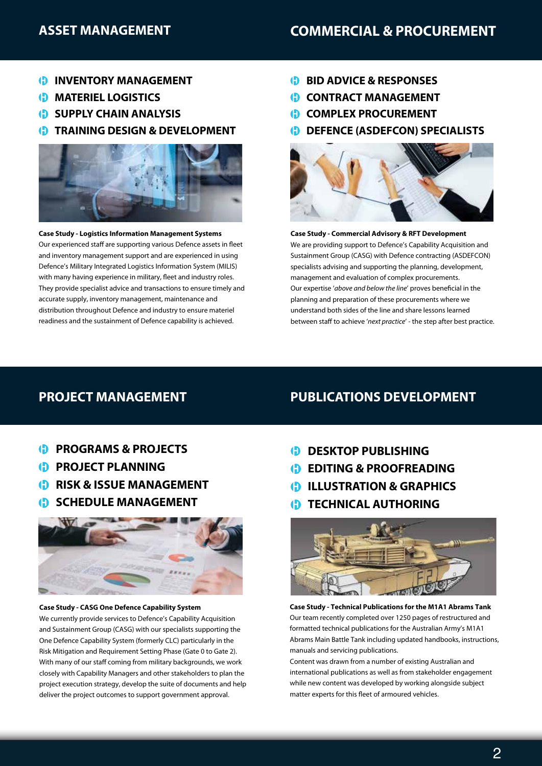## ASSET MANAGEMENT

- **INVENTORY MANAGEMENT**
- **MATERIEL LOGISTICS**
- **SUPPLY CHAIN ANALYSIS**
- **TRAINING DESIGN & DEVELOPMENT**

**Case Study - Logistics Information Management Systems**
Our experienced staff are supporting various Defence assets in fleet and inventory management support and are experienced in using Defence's Military Integrated Logistics Information System (MILIS) with many having experience in military, fleet and industry roles. They provide specialist advice and transactions to ensure timely and accurate supply, inventory management, maintenance and distribution throughout Defence and industry to ensure materiel readiness and the sustainment of Defence capability is achieved.

## COMMERCIAL & PROCUREMENT

- **BID ADVICE & RESPONSES**
- **CONTRACT MANAGEMENT**
- **COMPLEX PROCUREMENT**
- **DEFENCE (ASDEFCON) SPECIALISTS**

**Case Study - Commercial Advisory & RFT Development**
We are providing support to Defence's Capability Acquisition and Sustainment Group (CASG) with Defence contracting (ASDEFCON) specialists advising and supporting the planning, development, management and evaluation of complex procurements.
Our expertise '*above and below the line*' proves beneficial in the planning and preparation of these procurements where we understand both sides of the line and share lessons learned between staff to achieve '*next practice*' - the step after best practice.

## PROJECT MANAGEMENT

- **PROGRAMS & PROJECTS**
- **PROJECT PLANNING**
- **RISK & ISSUE MANAGEMENT**
- **SCHEDULE MANAGEMENT**

**Case Study - CASG One Defence Capability System**
We currently provide services to Defence's Capability Acquisition and Sustainment Group (CASG) with our specialists supporting the One Defence Capability System (formerly CLC) particularly in the Risk Mitigation and Requirement Setting Phase (Gate 0 to Gate 2). With many of our staff coming from military backgrounds, we work closely with Capability Managers and other stakeholders to plan the project execution strategy, develop the suite of documents and help deliver the project outcomes to support government approval.

## PUBLICATIONS DEVELOPMENT

- **DESKTOP PUBLISHING**
- **EDITING & PROOFREADING**
- **ILLUSTRATION & GRAPHICS**
- **TECHNICAL AUTHORING**

**Case Study - Technical Publications for the M1A1 Abrams Tank**
Our team recently completed over 1250 pages of restructured and formatted technical publications for the Australian Army's M1A1 Abrams Main Battle Tank including updated handbooks, instructions, manuals and servicing publications.
Content was drawn from a number of existing Australian and international publications as well as from stakeholder engagement while new content was developed by working alongside subject matter experts for this fleet of armoured vehicles.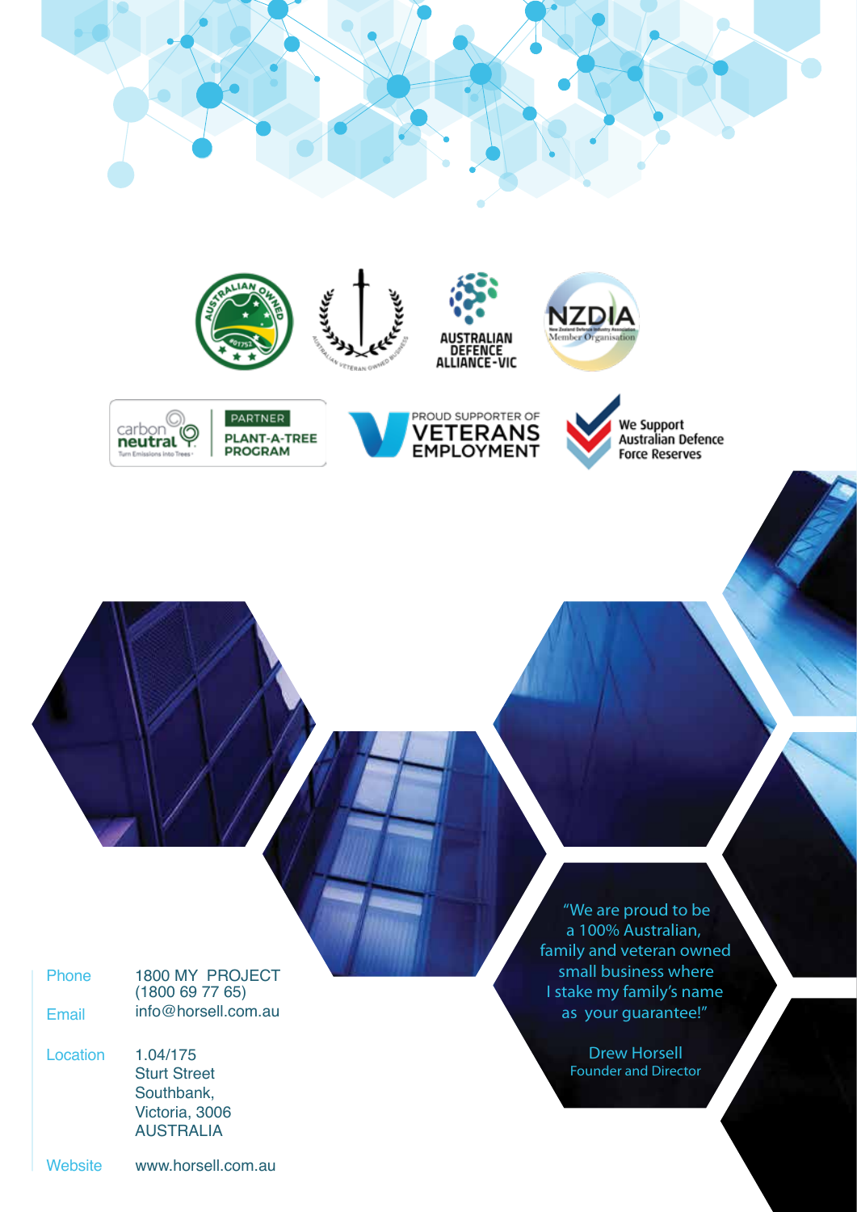AUSTRALIAN OWNED

AUSTRALIAN VETERAN OWNED BUSINESS

AUSTRALIAN DEFENCE ALLIANCE-VIC

NZDIA Member Organisation

carbon neutral PARTNER PLANT-A-TREE PROGRAM

PROUD SUPPORTER OF VETERANS EMPLOYMENT

We Support Australian Defence Force Reserves

"We are proud to be a 100% Australian, family and veteran owned small business where I stake my family's name as your guarantee!"

Drew Horsell
Founder and Director

| | |
|---|---|
| Phone | 1800 MY PROJECT (1800 69 77 65) |
| Email | info@horsell.com.au |
| Location | 1.04/175 Sturt Street Southbank, Victoria, 3006 AUSTRALIA |
| Website | www.horsell.com.au |